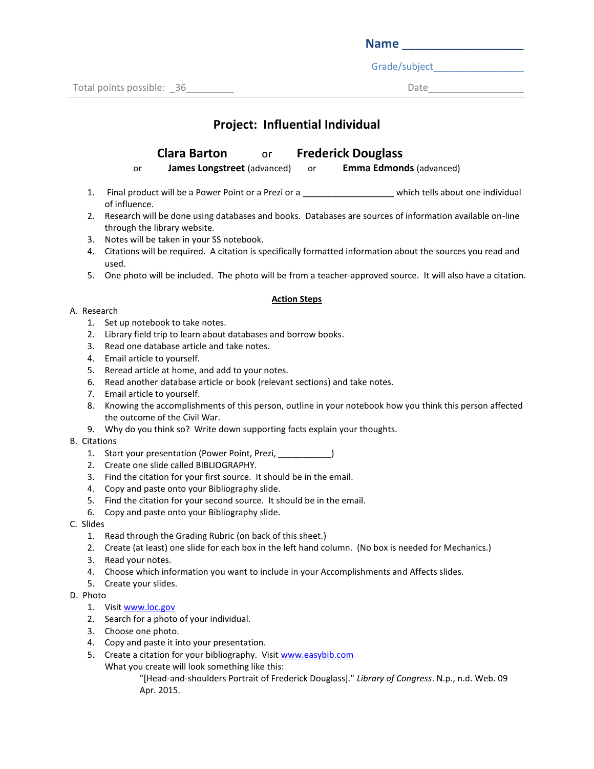Name ___________________

Grade/subject_________________

Total points possible: _36_________

Date__________________

## Project: Influential Individual

**Clara Barton** or **Frederick Douglass**

or **James Longstreet** (advanced) or **Emma Edmonds** (advanced)

1. Final product will be a Power Point or a Prezi or a __________________ which tells about one individual of influence.
2. Research will be done using databases and books. Databases are sources of information available on-line through the library website.
3. Notes will be taken in your SS notebook.
4. Citations will be required. A citation is specifically formatted information about the sources you read and used.
5. One photo will be included. The photo will be from a teacher-approved source. It will also have a citation.

### Action Steps

A. Research
   1. Set up notebook to take notes.
   2. Library field trip to learn about databases and borrow books.
   3. Read one database article and take notes.
   4. Email article to yourself.
   5. Reread article at home, and add to your notes.
   6. Read another database article or book (relevant sections) and take notes.
   7. Email article to yourself.
   8. Knowing the accomplishments of this person, outline in your notebook how you think this person affected the outcome of the Civil War.
   9. Why do you think so? Write down supporting facts explain your thoughts.

B. Citations
   1. Start your presentation (Power Point, Prezi, ___________)
   2. Create one slide called BIBLIOGRAPHY.
   3. Find the citation for your first source. It should be in the email.
   4. Copy and paste onto your Bibliography slide.
   5. Find the citation for your second source. It should be in the email.
   6. Copy and paste onto your Bibliography slide.

C. Slides
   1. Read through the Grading Rubric (on back of this sheet.)
   2. Create (at least) one slide for each box in the left hand column. (No box is needed for Mechanics.)
   3. Read your notes.
   4. Choose which information you want to include in your Accomplishments and Affects slides.
   5. Create your slides.

D. Photo
   1. Visit www.loc.gov
   2. Search for a photo of your individual.
   3. Choose one photo.
   4. Copy and paste it into your presentation.
   5. Create a citation for your bibliography. Visit www.easybib.com
      What you create will look something like this:

      "[Head-and-shoulders Portrait of Frederick Douglass]." *Library of Congress*. N.p., n.d. Web. 09 Apr. 2015.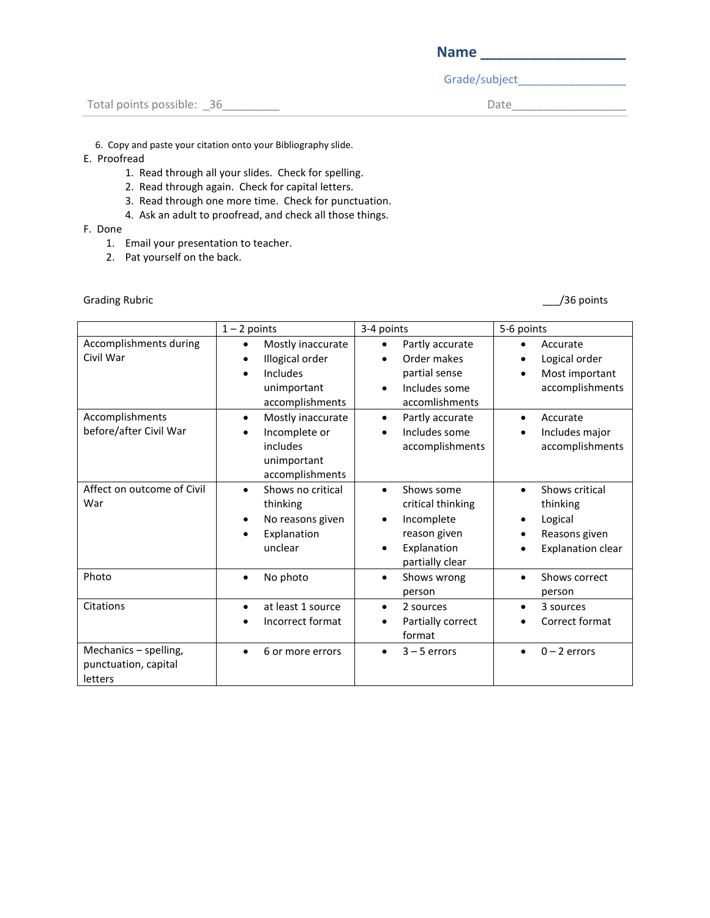Name ____________________

Grade/subject_________________

Total points possible: _36_________

Date__________________

6. Copy and paste your citation onto your Bibliography slide.

E. Proofread
   1. Read through all your slides. Check for spelling.
   2. Read through again. Check for capital letters.
   3. Read through one more time. Check for punctuation.
   4. Ask an adult to proofread, and check all those things.

F. Done
   1. Email your presentation to teacher.
   2. Pat yourself on the back.

Grading Rubric ___/36 points

| | 1 – 2 points | 3-4 points | 5-6 points |
|---|---|---|---|
| Accomplishments during Civil War | • Mostly inaccurate<br>• Illogical order<br>• Includes unimportant accomplishments | • Partly accurate<br>• Order makes partial sense<br>• Includes some accomlishments | • Accurate<br>• Logical order<br>• Most important accomplishments |
| Accomplishments before/after Civil War | • Mostly inaccurate<br>• Incomplete or includes unimportant accomplishments | • Partly accurate<br>• Includes some accomplishments | • Accurate<br>• Includes major accomplishments |
| Affect on outcome of Civil War | • Shows no critical thinking<br>• No reasons given<br>• Explanation unclear | • Shows some critical thinking<br>• Incomplete reason given<br>• Explanation partially clear | • Shows critical thinking<br>• Logical<br>• Reasons given<br>• Explanation clear |
| Photo | • No photo | • Shows wrong person | • Shows correct person |
| Citations | • at least 1 source<br>• Incorrect format | • 2 sources<br>• Partially correct format | • 3 sources<br>• Correct format |
| Mechanics – spelling, punctuation, capital letters | • 6 or more errors | • 3 – 5 errors | • 0 – 2 errors |